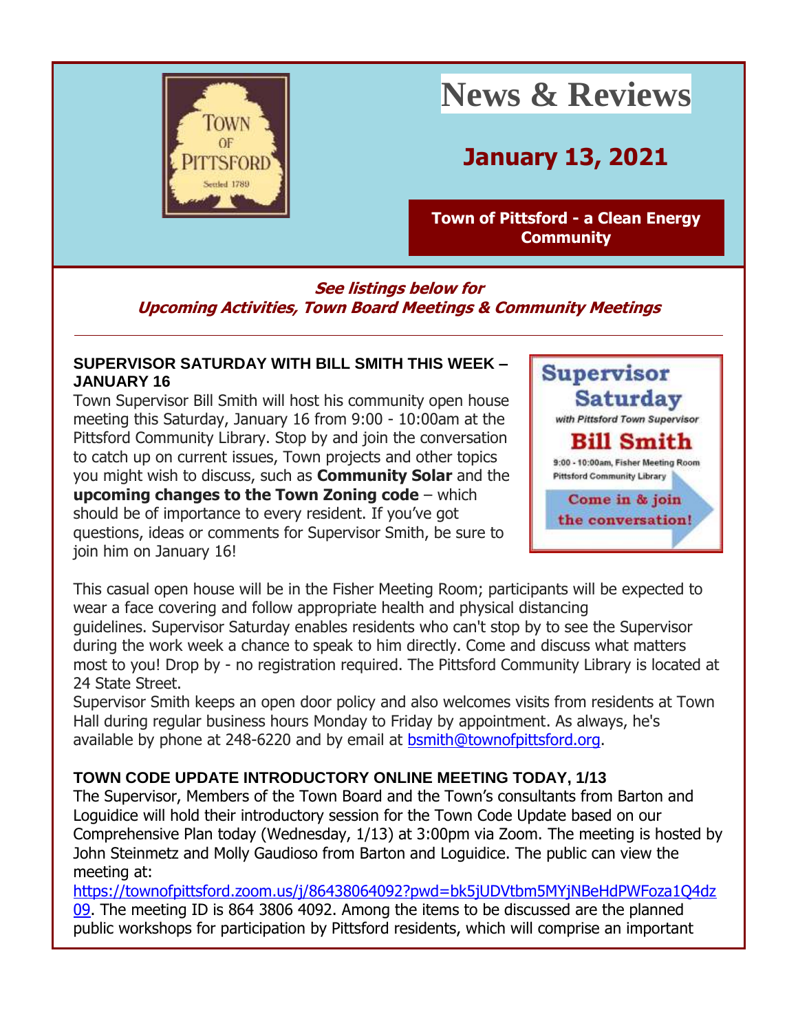# News & Reviews

## January 13, 2021

**Town of Pittsford - a Clean Energy Community**

***See listings below for Upcoming Activities, Town Board Meetings & Community Meetings***

---

### SUPERVISOR SATURDAY WITH BILL SMITH THIS WEEK – JANUARY 16

Town Supervisor Bill Smith will host his community open house meeting this Saturday, January 16 from 9:00 - 10:00am at the Pittsford Community Library. Stop by and join the conversation to catch up on current issues, Town projects and other topics you might wish to discuss, such as **Community Solar** and the **upcoming changes to the Town Zoning code** – which should be of importance to every resident. If you've got questions, ideas or comments for Supervisor Smith, be sure to join him on January 16!

This casual open house will be in the Fisher Meeting Room; participants will be expected to wear a face covering and follow appropriate health and physical distancing guidelines. Supervisor Saturday enables residents who can't stop by to see the Supervisor during the work week a chance to speak to him directly. Come and discuss what matters most to you! Drop by - no registration required. The Pittsford Community Library is located at 24 State Street.

Supervisor Smith keeps an open door policy and also welcomes visits from residents at Town Hall during regular business hours Monday to Friday by appointment. As always, he's available by phone at 248-6220 and by email at bsmith@townofpittsford.org.

### TOWN CODE UPDATE INTRODUCTORY ONLINE MEETING TODAY, 1/13

The Supervisor, Members of the Town Board and the Town's consultants from Barton and Loguidice will hold their introductory session for the Town Code Update based on our Comprehensive Plan today (Wednesday, 1/13) at 3:00pm via Zoom. The meeting is hosted by John Steinmetz and Molly Gaudioso from Barton and Loguidice. The public can view the meeting at: https://townofpittsford.zoom.us/j/86438064092?pwd=bk5jUDVtbm5MYjNBeHdPWFoza1Q4dz09. The meeting ID is 864 3806 4092. Among the items to be discussed are the planned public workshops for participation by Pittsford residents, which will comprise an important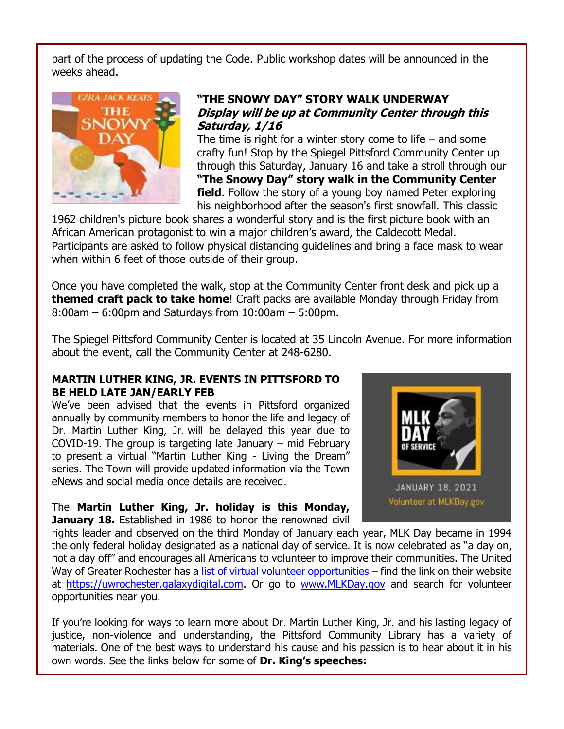part of the process of updating the Code. Public workshop dates will be announced in the weeks ahead.

### "THE SNOWY DAY" STORY WALK UNDERWAY

***Display will be up at Community Center through this Saturday, 1/16***

The time is right for a winter story come to life – and some crafty fun! Stop by the Spiegel Pittsford Community Center up through this Saturday, January 16 and take a stroll through our **"The Snowy Day" story walk in the Community Center field**. Follow the story of a young boy named Peter exploring his neighborhood after the season's first snowfall. This classic 1962 children's picture book shares a wonderful story and is the first picture book with an African American protagonist to win a major children's award, the Caldecott Medal. Participants are asked to follow physical distancing guidelines and bring a face mask to wear when within 6 feet of those outside of their group.

Once you have completed the walk, stop at the Community Center front desk and pick up a **themed craft pack to take home**! Craft packs are available Monday through Friday from 8:00am – 6:00pm and Saturdays from 10:00am – 5:00pm.

The Spiegel Pittsford Community Center is located at 35 Lincoln Avenue. For more information about the event, call the Community Center at 248-6280.

### MARTIN LUTHER KING, JR. EVENTS IN PITTSFORD TO BE HELD LATE JAN/EARLY FEB

We've been advised that the events in Pittsford organized annually by community members to honor the life and legacy of Dr. Martin Luther King, Jr. will be delayed this year due to COVID-19. The group is targeting late January – mid February to present a virtual "Martin Luther King - Living the Dream" series. The Town will provide updated information via the Town eNews and social media once details are received.

The **Martin Luther King, Jr. holiday is this Monday, January 18.** Established in 1986 to honor the renowned civil rights leader and observed on the third Monday of January each year, MLK Day became in 1994 the only federal holiday designated as a national day of service. It is now celebrated as "a day on, not a day off" and encourages all Americans to volunteer to improve their communities. The United Way of Greater Rochester has a list of virtual volunteer opportunities – find the link on their website at https://uwrochester.galaxydigital.com. Or go to www.MLKDay.gov and search for volunteer opportunities near you.

If you're looking for ways to learn more about Dr. Martin Luther King, Jr. and his lasting legacy of justice, non-violence and understanding, the Pittsford Community Library has a variety of materials. One of the best ways to understand his cause and his passion is to hear about it in his own words. See the links below for some of **Dr. King's speeches:**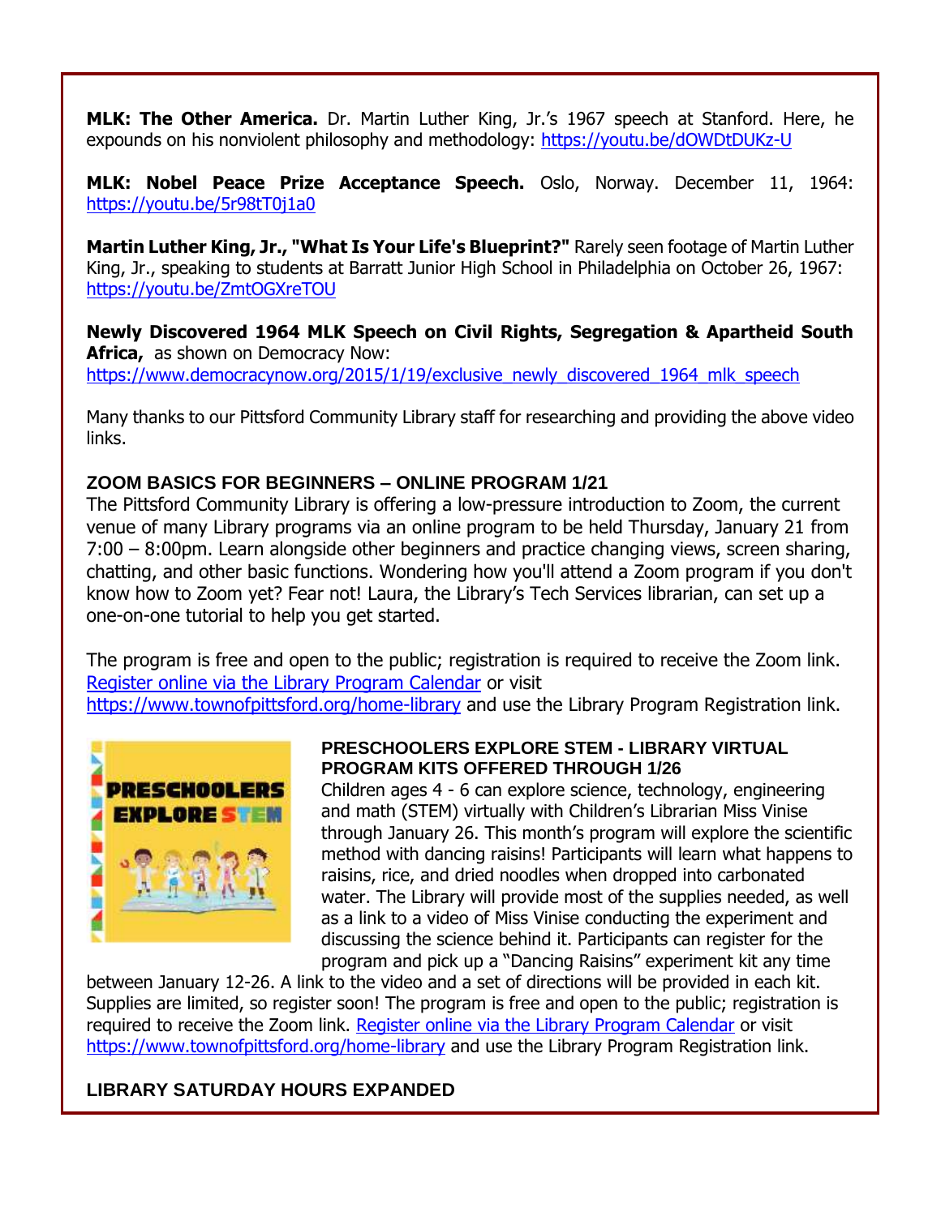**MLK: The Other America.** Dr. Martin Luther King, Jr.'s 1967 speech at Stanford. Here, he expounds on his nonviolent philosophy and methodology: https://youtu.be/dOWDtDUKz-U

**MLK: Nobel Peace Prize Acceptance Speech.** Oslo, Norway. December 11, 1964: https://youtu.be/5r98tT0j1a0

**Martin Luther King, Jr., "What Is Your Life's Blueprint?"** Rarely seen footage of Martin Luther King, Jr., speaking to students at Barratt Junior High School in Philadelphia on October 26, 1967: https://youtu.be/ZmtOGXreTOU

**Newly Discovered 1964 MLK Speech on Civil Rights, Segregation & Apartheid South Africa,** as shown on Democracy Now: https://www.democracynow.org/2015/1/19/exclusive_newly_discovered_1964_mlk_speech

Many thanks to our Pittsford Community Library staff for researching and providing the above video links.

### ZOOM BASICS FOR BEGINNERS – ONLINE PROGRAM 1/21

The Pittsford Community Library is offering a low-pressure introduction to Zoom, the current venue of many Library programs via an online program to be held Thursday, January 21 from 7:00 – 8:00pm. Learn alongside other beginners and practice changing views, screen sharing, chatting, and other basic functions. Wondering how you'll attend a Zoom program if you don't know how to Zoom yet? Fear not! Laura, the Library's Tech Services librarian, can set up a one-on-one tutorial to help you get started.

The program is free and open to the public; registration is required to receive the Zoom link. Register online via the Library Program Calendar or visit https://www.townofpittsford.org/home-library and use the Library Program Registration link.

### PRESCHOOLERS EXPLORE STEM - LIBRARY VIRTUAL PROGRAM KITS OFFERED THROUGH 1/26

Children ages 4 - 6 can explore science, technology, engineering and math (STEM) virtually with Children's Librarian Miss Vinise through January 26. This month's program will explore the scientific method with dancing raisins! Participants will learn what happens to raisins, rice, and dried noodles when dropped into carbonated water. The Library will provide most of the supplies needed, as well as a link to a video of Miss Vinise conducting the experiment and discussing the science behind it. Participants can register for the program and pick up a "Dancing Raisins" experiment kit any time between January 12-26. A link to the video and a set of directions will be provided in each kit. Supplies are limited, so register soon! The program is free and open to the public; registration is required to receive the Zoom link. Register online via the Library Program Calendar or visit https://www.townofpittsford.org/home-library and use the Library Program Registration link.

### LIBRARY SATURDAY HOURS EXPANDED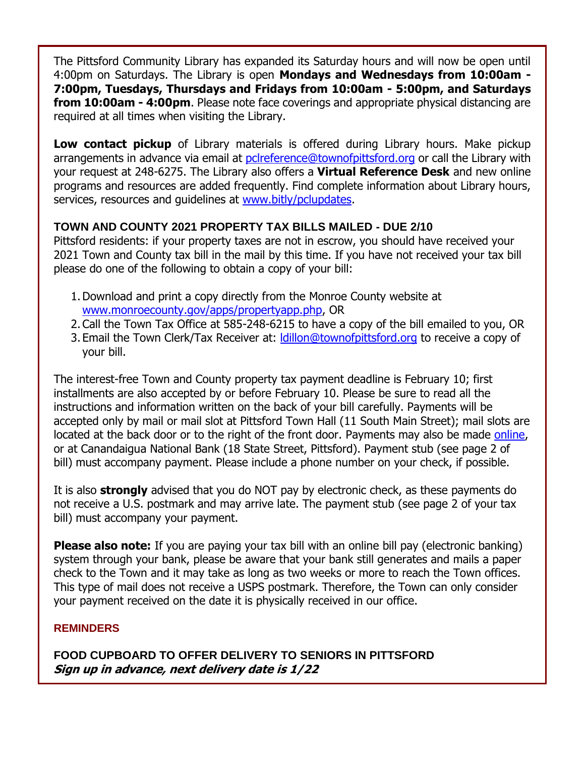The Pittsford Community Library has expanded its Saturday hours and will now be open until 4:00pm on Saturdays. The Library is open **Mondays and Wednesdays from 10:00am - 7:00pm, Tuesdays, Thursdays and Fridays from 10:00am - 5:00pm, and Saturdays from 10:00am - 4:00pm**. Please note face coverings and appropriate physical distancing are required at all times when visiting the Library.

**Low contact pickup** of Library materials is offered during Library hours. Make pickup arrangements in advance via email at [pclreference@townofpittsford.org](mailto:pclreference@townofpittsford.org) or call the Library with your request at 248-6275. The Library also offers a **Virtual Reference Desk** and new online programs and resources are added frequently. Find complete information about Library hours, services, resources and guidelines at [www.bitly/pclupdates](www.bitly/pclupdates).

### TOWN AND COUNTY 2021 PROPERTY TAX BILLS MAILED - DUE 2/10

Pittsford residents: if your property taxes are not in escrow, you should have received your 2021 Town and County tax bill in the mail by this time. If you have not received your tax bill please do one of the following to obtain a copy of your bill:

1. Download and print a copy directly from the Monroe County website at [www.monroecounty.gov/apps/propertyapp.php](www.monroecounty.gov/apps/propertyapp.php), OR
2. Call the Town Tax Office at 585-248-6215 to have a copy of the bill emailed to you, OR
3. Email the Town Clerk/Tax Receiver at: [ldillon@townofpittsford.org](mailto:ldillon@townofpittsford.org) to receive a copy of your bill.

The interest-free Town and County property tax payment deadline is February 10; first installments are also accepted by or before February 10. Please be sure to read all the instructions and information written on the back of your bill carefully. Payments will be accepted only by mail or mail slot at Pittsford Town Hall (11 South Main Street); mail slots are located at the back door or to the right of the front door. Payments may also be made online, or at Canandaigua National Bank (18 State Street, Pittsford). Payment stub (see page 2 of bill) must accompany payment. Please include a phone number on your check, if possible.

It is also **strongly** advised that you do NOT pay by electronic check, as these payments do not receive a U.S. postmark and may arrive late. The payment stub (see page 2 of your tax bill) must accompany your payment.

**Please also note:** If you are paying your tax bill with an online bill pay (electronic banking) system through your bank, please be aware that your bank still generates and mails a paper check to the Town and it may take as long as two weeks or more to reach the Town offices. This type of mail does not receive a USPS postmark. Therefore, the Town can only consider your payment received on the date it is physically received in our office.

## REMINDERS

### FOOD CUPBOARD TO OFFER DELIVERY TO SENIORS IN PITTSFORD

***Sign up in advance, next delivery date is 1/22***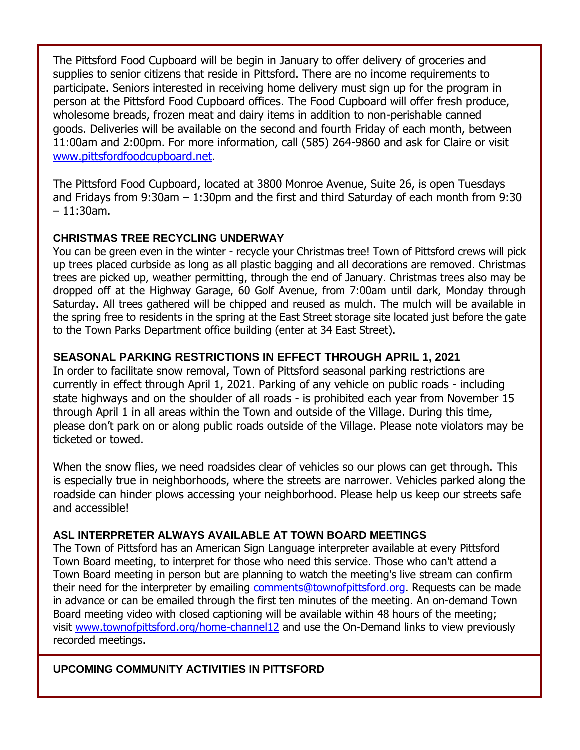The Pittsford Food Cupboard will be begin in January to offer delivery of groceries and supplies to senior citizens that reside in Pittsford. There are no income requirements to participate. Seniors interested in receiving home delivery must sign up for the program in person at the Pittsford Food Cupboard offices. The Food Cupboard will offer fresh produce, wholesome breads, frozen meat and dairy items in addition to non-perishable canned goods. Deliveries will be available on the second and fourth Friday of each month, between 11:00am and 2:00pm. For more information, call (585) 264-9860 and ask for Claire or visit [www.pittsfordfoodcupboard.net](www.pittsfordfoodcupboard.net).

The Pittsford Food Cupboard, located at 3800 Monroe Avenue, Suite 26, is open Tuesdays and Fridays from 9:30am – 1:30pm and the first and third Saturday of each month from 9:30 – 11:30am.

### CHRISTMAS TREE RECYCLING UNDERWAY

You can be green even in the winter - recycle your Christmas tree! Town of Pittsford crews will pick up trees placed curbside as long as all plastic bagging and all decorations are removed. Christmas trees are picked up, weather permitting, through the end of January. Christmas trees also may be dropped off at the Highway Garage, 60 Golf Avenue, from 7:00am until dark, Monday through Saturday. All trees gathered will be chipped and reused as mulch. The mulch will be available in the spring free to residents in the spring at the East Street storage site located just before the gate to the Town Parks Department office building (enter at 34 East Street).

### SEASONAL PARKING RESTRICTIONS IN EFFECT THROUGH APRIL 1, 2021

In order to facilitate snow removal, Town of Pittsford seasonal parking restrictions are currently in effect through April 1, 2021. Parking of any vehicle on public roads - including state highways and on the shoulder of all roads - is prohibited each year from November 15 through April 1 in all areas within the Town and outside of the Village. During this time, please don't park on or along public roads outside of the Village. Please note violators may be ticketed or towed.

When the snow flies, we need roadsides clear of vehicles so our plows can get through. This is especially true in neighborhoods, where the streets are narrower. Vehicles parked along the roadside can hinder plows accessing your neighborhood. Please help us keep our streets safe and accessible!

### ASL INTERPRETER ALWAYS AVAILABLE AT TOWN BOARD MEETINGS

The Town of Pittsford has an American Sign Language interpreter available at every Pittsford Town Board meeting, to interpret for those who need this service. Those who can't attend a Town Board meeting in person but are planning to watch the meeting's live stream can confirm their need for the interpreter by emailing [comments@townofpittsford.org](mailto:comments@townofpittsford.org). Requests can be made in advance or can be emailed through the first ten minutes of the meeting. An on-demand Town Board meeting video with closed captioning will be available within 48 hours of the meeting; visit [www.townofpittsford.org/home-channel12](www.townofpittsford.org/home-channel12) and use the On-Demand links to view previously recorded meetings.

## UPCOMING COMMUNITY ACTIVITIES IN PITTSFORD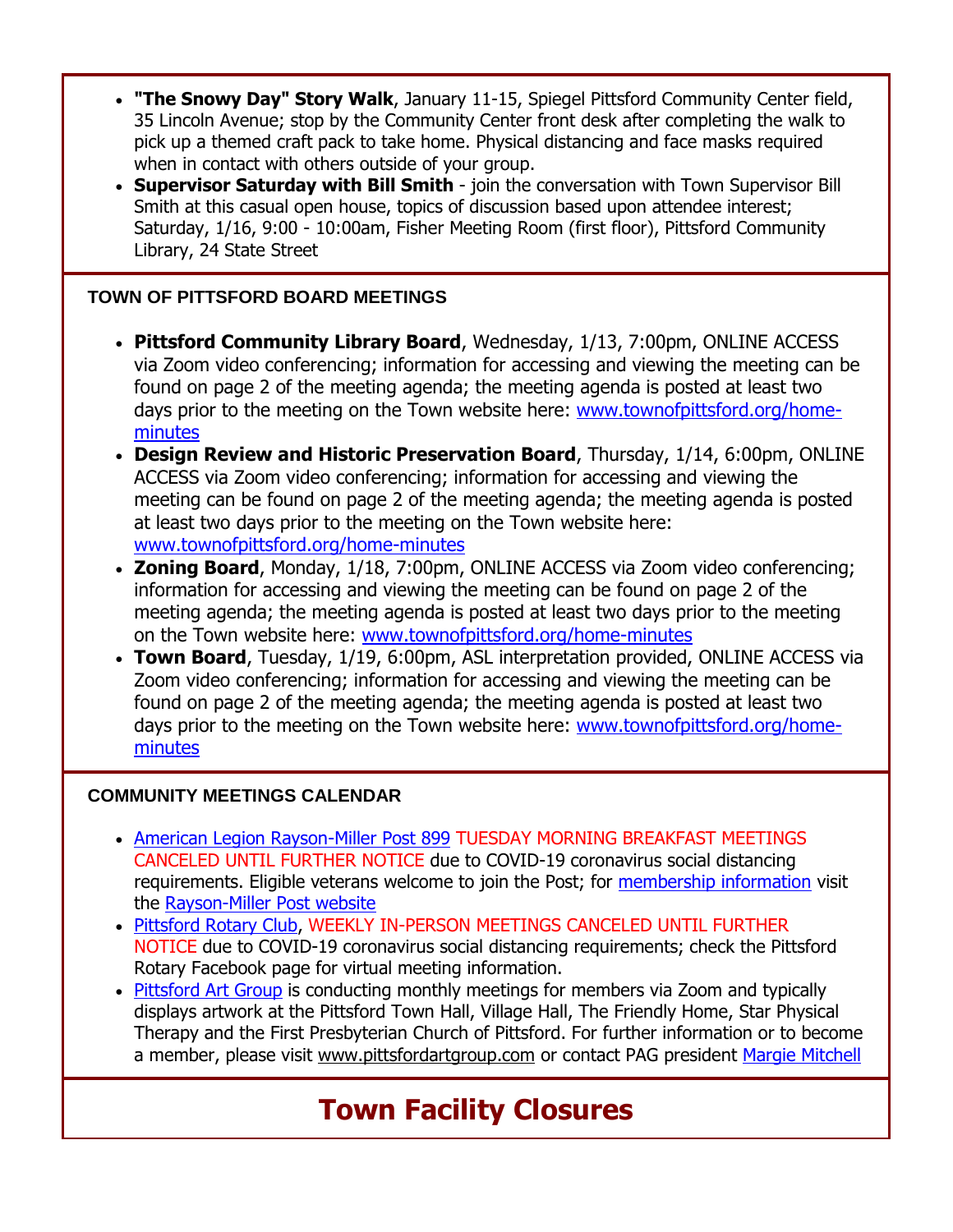- **"The Snowy Day" Story Walk**, January 11-15, Spiegel Pittsford Community Center field, 35 Lincoln Avenue; stop by the Community Center front desk after completing the walk to pick up a themed craft pack to take home. Physical distancing and face masks required when in contact with others outside of your group.
- **Supervisor Saturday with Bill Smith** - join the conversation with Town Supervisor Bill Smith at this casual open house, topics of discussion based upon attendee interest; Saturday, 1/16, 9:00 - 10:00am, Fisher Meeting Room (first floor), Pittsford Community Library, 24 State Street

### TOWN OF PITTSFORD BOARD MEETINGS

- **Pittsford Community Library Board**, Wednesday, 1/13, 7:00pm, ONLINE ACCESS via Zoom video conferencing; information for accessing and viewing the meeting can be found on page 2 of the meeting agenda; the meeting agenda is posted at least two days prior to the meeting on the Town website here: www.townofpittsford.org/home-minutes
- **Design Review and Historic Preservation Board**, Thursday, 1/14, 6:00pm, ONLINE ACCESS via Zoom video conferencing; information for accessing and viewing the meeting can be found on page 2 of the meeting agenda; the meeting agenda is posted at least two days prior to the meeting on the Town website here: www.townofpittsford.org/home-minutes
- **Zoning Board**, Monday, 1/18, 7:00pm, ONLINE ACCESS via Zoom video conferencing; information for accessing and viewing the meeting can be found on page 2 of the meeting agenda; the meeting agenda is posted at least two days prior to the meeting on the Town website here: www.townofpittsford.org/home-minutes
- **Town Board**, Tuesday, 1/19, 6:00pm, ASL interpretation provided, ONLINE ACCESS via Zoom video conferencing; information for accessing and viewing the meeting can be found on page 2 of the meeting agenda; the meeting agenda is posted at least two days prior to the meeting on the Town website here: www.townofpittsford.org/home-minutes

### COMMUNITY MEETINGS CALENDAR

- American Legion Rayson-Miller Post 899 TUESDAY MORNING BREAKFAST MEETINGS CANCELED UNTIL FURTHER NOTICE due to COVID-19 coronavirus social distancing requirements. Eligible veterans welcome to join the Post; for membership information visit the Rayson-Miller Post website
- Pittsford Rotary Club, WEEKLY IN-PERSON MEETINGS CANCELED UNTIL FURTHER NOTICE due to COVID-19 coronavirus social distancing requirements; check the Pittsford Rotary Facebook page for virtual meeting information.
- Pittsford Art Group is conducting monthly meetings for members via Zoom and typically displays artwork at the Pittsford Town Hall, Village Hall, The Friendly Home, Star Physical Therapy and the First Presbyterian Church of Pittsford. For further information or to become a member, please visit www.pittsfordartgroup.com or contact PAG president Margie Mitchell

## Town Facility Closures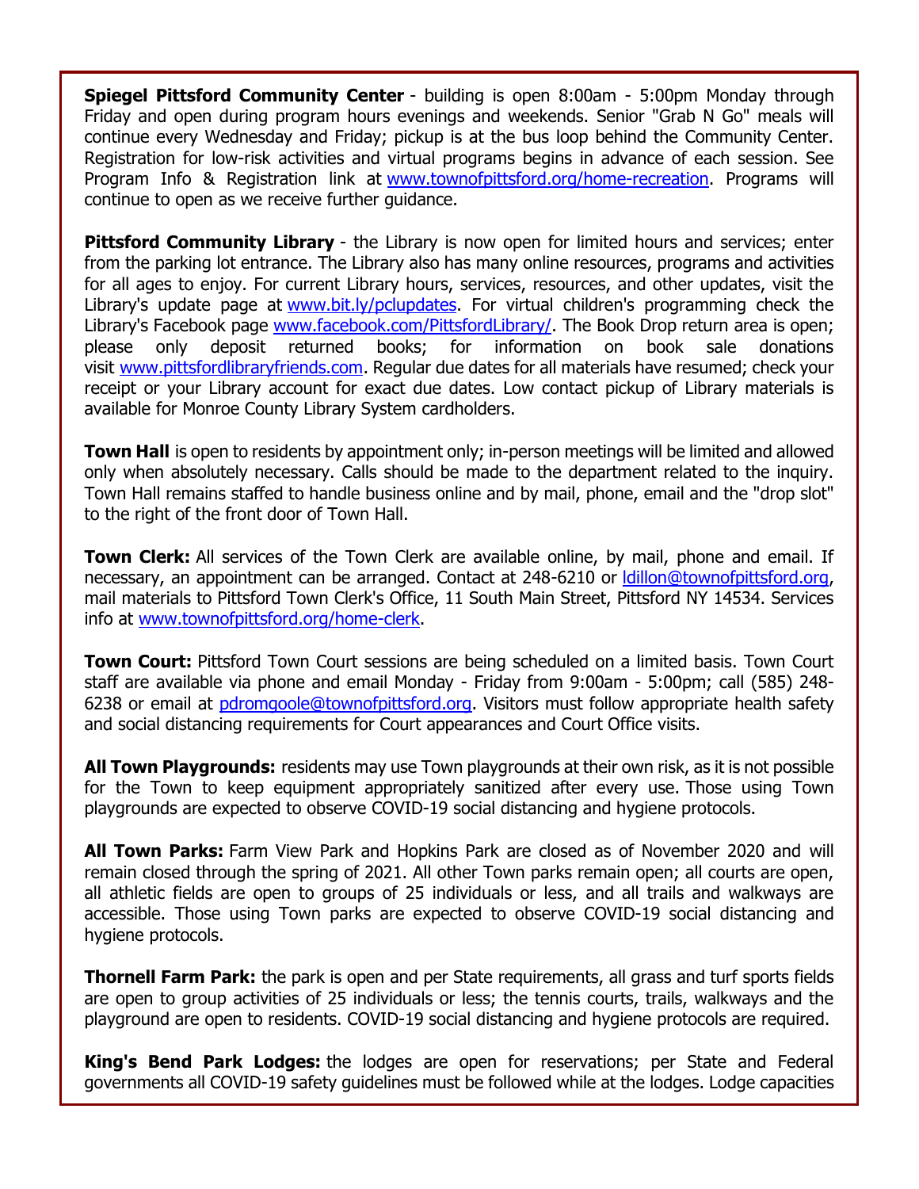**Spiegel Pittsford Community Center** - building is open 8:00am - 5:00pm Monday through Friday and open during program hours evenings and weekends. Senior "Grab N Go" meals will continue every Wednesday and Friday; pickup is at the bus loop behind the Community Center. Registration for low-risk activities and virtual programs begins in advance of each session. See Program Info & Registration link at www.townofpittsford.org/home-recreation. Programs will continue to open as we receive further guidance.

**Pittsford Community Library** - the Library is now open for limited hours and services; enter from the parking lot entrance. The Library also has many online resources, programs and activities for all ages to enjoy. For current Library hours, services, resources, and other updates, visit the Library's update page at www.bit.ly/pclupdates. For virtual children's programming check the Library's Facebook page www.facebook.com/PittsfordLibrary/. The Book Drop return area is open; please only deposit returned books; for information on book sale donations visit www.pittsfordlibraryfriends.com. Regular due dates for all materials have resumed; check your receipt or your Library account for exact due dates. Low contact pickup of Library materials is available for Monroe County Library System cardholders.

**Town Hall** is open to residents by appointment only; in-person meetings will be limited and allowed only when absolutely necessary. Calls should be made to the department related to the inquiry. Town Hall remains staffed to handle business online and by mail, phone, email and the "drop slot" to the right of the front door of Town Hall.

**Town Clerk:** All services of the Town Clerk are available online, by mail, phone and email. If necessary, an appointment can be arranged. Contact at 248-6210 or ldillon@townofpittsford.org, mail materials to Pittsford Town Clerk's Office, 11 South Main Street, Pittsford NY 14534. Services info at www.townofpittsford.org/home-clerk.

**Town Court:** Pittsford Town Court sessions are being scheduled on a limited basis. Town Court staff are available via phone and email Monday - Friday from 9:00am - 5:00pm; call (585) 248-6238 or email at pdromgoole@townofpittsford.org. Visitors must follow appropriate health safety and social distancing requirements for Court appearances and Court Office visits.

**All Town Playgrounds:** residents may use Town playgrounds at their own risk, as it is not possible for the Town to keep equipment appropriately sanitized after every use. Those using Town playgrounds are expected to observe COVID-19 social distancing and hygiene protocols.

**All Town Parks:** Farm View Park and Hopkins Park are closed as of November 2020 and will remain closed through the spring of 2021. All other Town parks remain open; all courts are open, all athletic fields are open to groups of 25 individuals or less, and all trails and walkways are accessible. Those using Town parks are expected to observe COVID-19 social distancing and hygiene protocols.

**Thornell Farm Park:** the park is open and per State requirements, all grass and turf sports fields are open to group activities of 25 individuals or less; the tennis courts, trails, walkways and the playground are open to residents. COVID-19 social distancing and hygiene protocols are required.

**King's Bend Park Lodges:** the lodges are open for reservations; per State and Federal governments all COVID-19 safety guidelines must be followed while at the lodges. Lodge capacities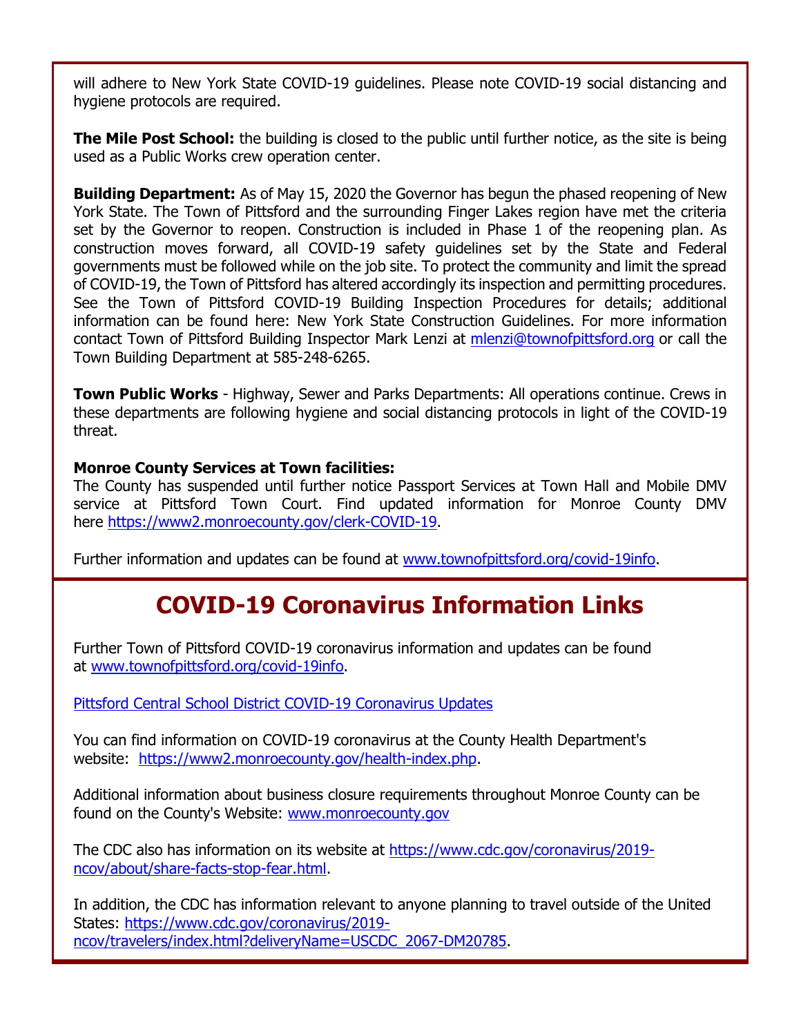will adhere to New York State COVID-19 guidelines. Please note COVID-19 social distancing and hygiene protocols are required.

**The Mile Post School:** the building is closed to the public until further notice, as the site is being used as a Public Works crew operation center.

**Building Department:** As of May 15, 2020 the Governor has begun the phased reopening of New York State. The Town of Pittsford and the surrounding Finger Lakes region have met the criteria set by the Governor to reopen. Construction is included in Phase 1 of the reopening plan. As construction moves forward, all COVID-19 safety guidelines set by the State and Federal governments must be followed while on the job site. To protect the community and limit the spread of COVID-19, the Town of Pittsford has altered accordingly its inspection and permitting procedures. See the Town of Pittsford COVID-19 Building Inspection Procedures for details; additional information can be found here: New York State Construction Guidelines. For more information contact Town of Pittsford Building Inspector Mark Lenzi at [mlenzi@townofpittsford.org](mailto:mlenzi@townofpittsford.org) or call the Town Building Department at 585-248-6265.

**Town Public Works** - Highway, Sewer and Parks Departments: All operations continue. Crews in these departments are following hygiene and social distancing protocols in light of the COVID-19 threat.

**Monroe County Services at Town facilities:**
The County has suspended until further notice Passport Services at Town Hall and Mobile DMV service at Pittsford Town Court. Find updated information for Monroe County DMV here [https://www2.monroecounty.gov/clerk-COVID-19](https://www2.monroecounty.gov/clerk-COVID-19).

Further information and updates can be found at [www.townofpittsford.org/covid-19info](http://www.townofpittsford.org/covid-19info).

## COVID-19 Coronavirus Information Links

Further Town of Pittsford COVID-19 coronavirus information and updates can be found at [www.townofpittsford.org/covid-19info](http://www.townofpittsford.org/covid-19info).

Pittsford Central School District COVID-19 Coronavirus Updates

You can find information on COVID-19 coronavirus at the County Health Department's website: [https://www2.monroecounty.gov/health-index.php](https://www2.monroecounty.gov/health-index.php).

Additional information about business closure requirements throughout Monroe County can be found on the County's Website: [www.monroecounty.gov](http://www.monroecounty.gov)

The CDC also has information on its website at [https://www.cdc.gov/coronavirus/2019-ncov/about/share-facts-stop-fear.html](https://www.cdc.gov/coronavirus/2019-ncov/about/share-facts-stop-fear.html).

In addition, the CDC has information relevant to anyone planning to travel outside of the United States: [https://www.cdc.gov/coronavirus/2019-ncov/travelers/index.html?deliveryName=USCDC_2067-DM20785](https://www.cdc.gov/coronavirus/2019-ncov/travelers/index.html?deliveryName=USCDC_2067-DM20785).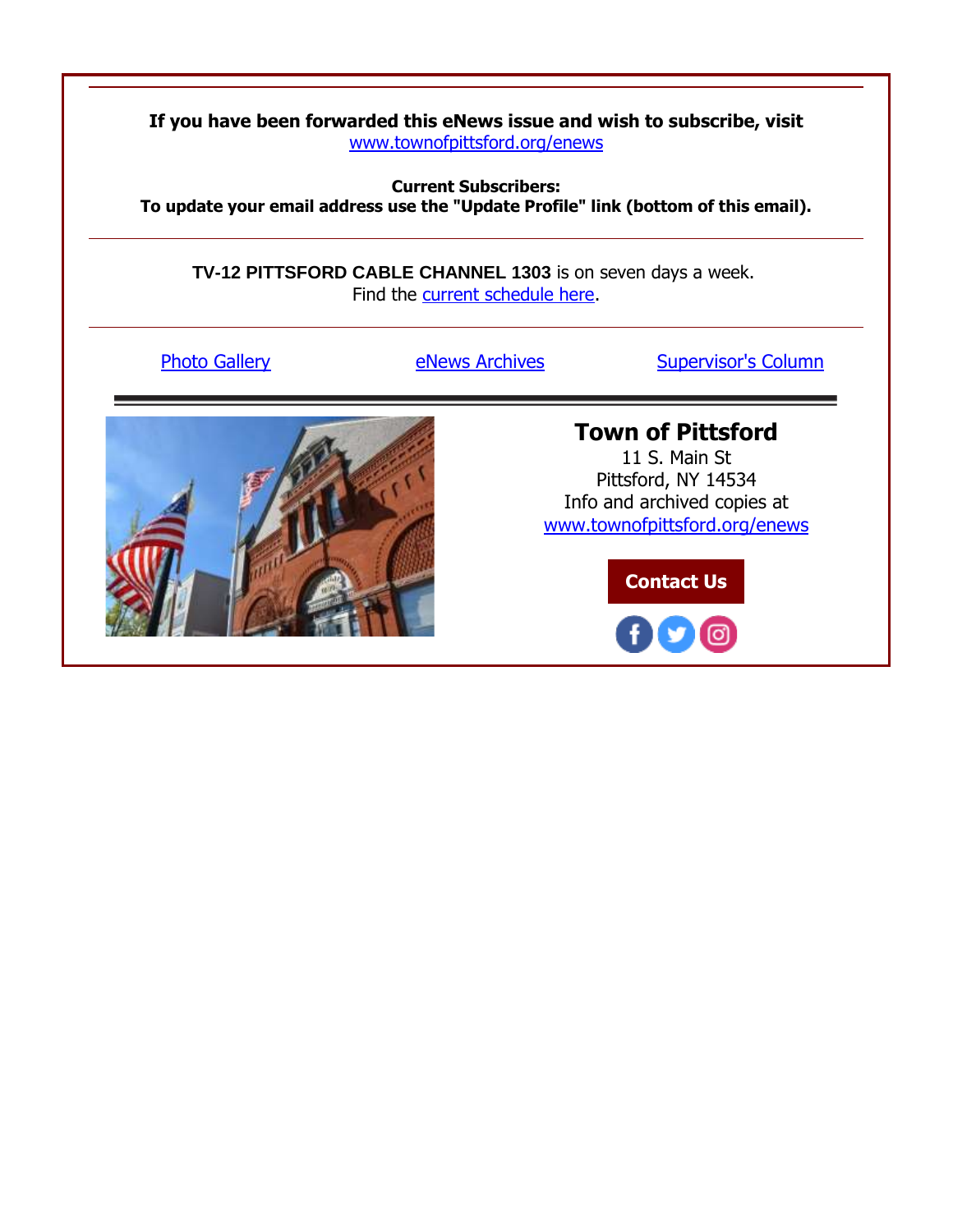**If you have been forwarded this eNews issue and wish to subscribe, visit**
www.townofpittsford.org/enews

**Current Subscribers:**
**To update your email address use the "Update Profile" link (bottom of this email).**

---

**TV-12 PITTSFORD CABLE CHANNEL 1303** is on seven days a week.
Find the current schedule here.

---

Photo Gallery | eNews Archives | Supervisor's Column

---

## Town of Pittsford

11 S. Main St
Pittsford, NY 14534
Info and archived copies at
www.townofpittsford.org/enews

**Contact Us**